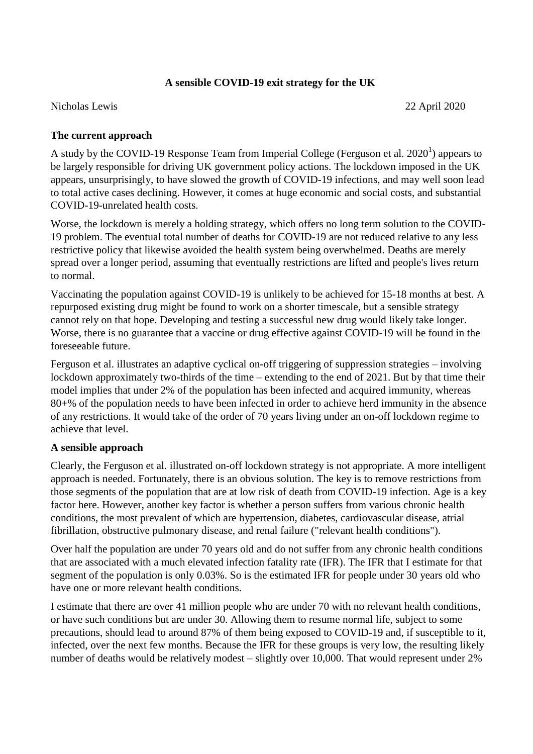# A sensible COVID-19 exit strategy for the UK

Nicholas Lewis 22 April 2020

## The current approach

A study by the COVID-19 Response Team from Imperial College (Ferguson et al. 2020[1]) appears to be largely responsible for driving UK government policy actions. The lockdown imposed in the UK appears, unsurprisingly, to have slowed the growth of COVID-19 infections, and may well soon lead to total active cases declining. However, it comes at huge economic and social costs, and substantial COVID-19-unrelated health costs.

Worse, the lockdown is merely a holding strategy, which offers no long term solution to the COVID-19 problem. The eventual total number of deaths for COVID-19 are not reduced relative to any less restrictive policy that likewise avoided the health system being overwhelmed. Deaths are merely spread over a longer period, assuming that eventually restrictions are lifted and people's lives return to normal.

Vaccinating the population against COVID-19 is unlikely to be achieved for 15-18 months at best. A repurposed existing drug might be found to work on a shorter timescale, but a sensible strategy cannot rely on that hope. Developing and testing a successful new drug would likely take longer. Worse, there is no guarantee that a vaccine or drug effective against COVID-19 will be found in the foreseeable future.

Ferguson et al. illustrates an adaptive cyclical on-off triggering of suppression strategies – involving lockdown approximately two-thirds of the time – extending to the end of 2021. But by that time their model implies that under 2% of the population has been infected and acquired immunity, whereas 80+% of the population needs to have been infected in order to achieve herd immunity in the absence of any restrictions. It would take of the order of 70 years living under an on-off lockdown regime to achieve that level.

## A sensible approach

Clearly, the Ferguson et al. illustrated on-off lockdown strategy is not appropriate. A more intelligent approach is needed. Fortunately, there is an obvious solution. The key is to remove restrictions from those segments of the population that are at low risk of death from COVID-19 infection. Age is a key factor here. However, another key factor is whether a person suffers from various chronic health conditions, the most prevalent of which are hypertension, diabetes, cardiovascular disease, atrial fibrillation, obstructive pulmonary disease, and renal failure ("relevant health conditions").

Over half the population are under 70 years old and do not suffer from any chronic health conditions that are associated with a much elevated infection fatality rate (IFR). The IFR that I estimate for that segment of the population is only 0.03%. So is the estimated IFR for people under 30 years old who have one or more relevant health conditions.

I estimate that there are over 41 million people who are under 70 with no relevant health conditions, or have such conditions but are under 30. Allowing them to resume normal life, subject to some precautions, should lead to around 87% of them being exposed to COVID-19 and, if susceptible to it, infected, over the next few months. Because the IFR for these groups is very low, the resulting likely number of deaths would be relatively modest – slightly over 10,000. That would represent under 2%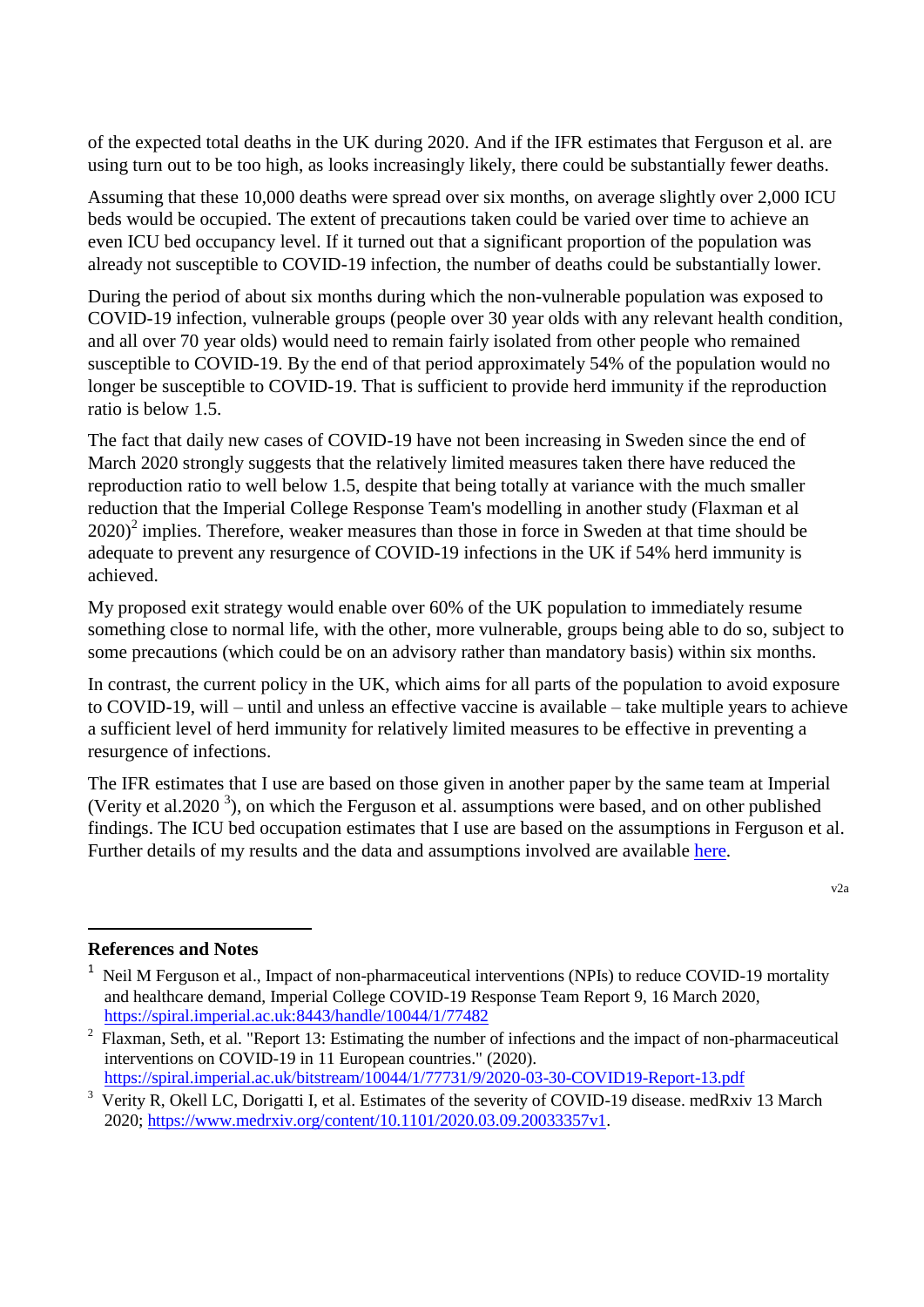of the expected total deaths in the UK during 2020. And if the IFR estimates that Ferguson et al. are using turn out to be too high, as looks increasingly likely, there could be substantially fewer deaths.

Assuming that these 10,000 deaths were spread over six months, on average slightly over 2,000 ICU beds would be occupied. The extent of precautions taken could be varied over time to achieve an even ICU bed occupancy level. If it turned out that a significant proportion of the population was already not susceptible to COVID-19 infection, the number of deaths could be substantially lower.

During the period of about six months during which the non-vulnerable population was exposed to COVID-19 infection, vulnerable groups (people over 30 year olds with any relevant health condition, and all over 70 year olds) would need to remain fairly isolated from other people who remained susceptible to COVID-19. By the end of that period approximately 54% of the population would no longer be susceptible to COVID-19. That is sufficient to provide herd immunity if the reproduction ratio is below 1.5.

The fact that daily new cases of COVID-19 have not been increasing in Sweden since the end of March 2020 strongly suggests that the relatively limited measures taken there have reduced the reproduction ratio to well below 1.5, despite that being totally at variance with the much smaller reduction that the Imperial College Response Team's modelling in another study (Flaxman et al 2020)[2] implies. Therefore, weaker measures than those in force in Sweden at that time should be adequate to prevent any resurgence of COVID-19 infections in the UK if 54% herd immunity is achieved.

My proposed exit strategy would enable over 60% of the UK population to immediately resume something close to normal life, with the other, more vulnerable, groups being able to do so, subject to some precautions (which could be on an advisory rather than mandatory basis) within six months.

In contrast, the current policy in the UK, which aims for all parts of the population to avoid exposure to COVID-19, will – until and unless an effective vaccine is available – take multiple years to achieve a sufficient level of herd immunity for relatively limited measures to be effective in preventing a resurgence of infections.

The IFR estimates that I use are based on those given in another paper by the same team at Imperial (Verity et al.2020 [3]), on which the Ferguson et al. assumptions were based, and on other published findings. The ICU bed occupation estimates that I use are based on the assumptions in Ferguson et al. Further details of my results and the data and assumptions involved are available here.

v2a

---

**References and Notes**

1. Neil M Ferguson et al., Impact of non-pharmaceutical interventions (NPIs) to reduce COVID-19 mortality and healthcare demand, Imperial College COVID-19 Response Team Report 9, 16 March 2020, https://spiral.imperial.ac.uk:8443/handle/10044/1/77482
2. Flaxman, Seth, et al. "Report 13: Estimating the number of infections and the impact of non-pharmaceutical interventions on COVID-19 in 11 European countries." (2020). https://spiral.imperial.ac.uk/bitstream/10044/1/77731/9/2020-03-30-COVID19-Report-13.pdf
3. Verity R, Okell LC, Dorigatti I, et al. Estimates of the severity of COVID-19 disease. medRxiv 13 March 2020; https://www.medrxiv.org/content/10.1101/2020.03.09.20033357v1.